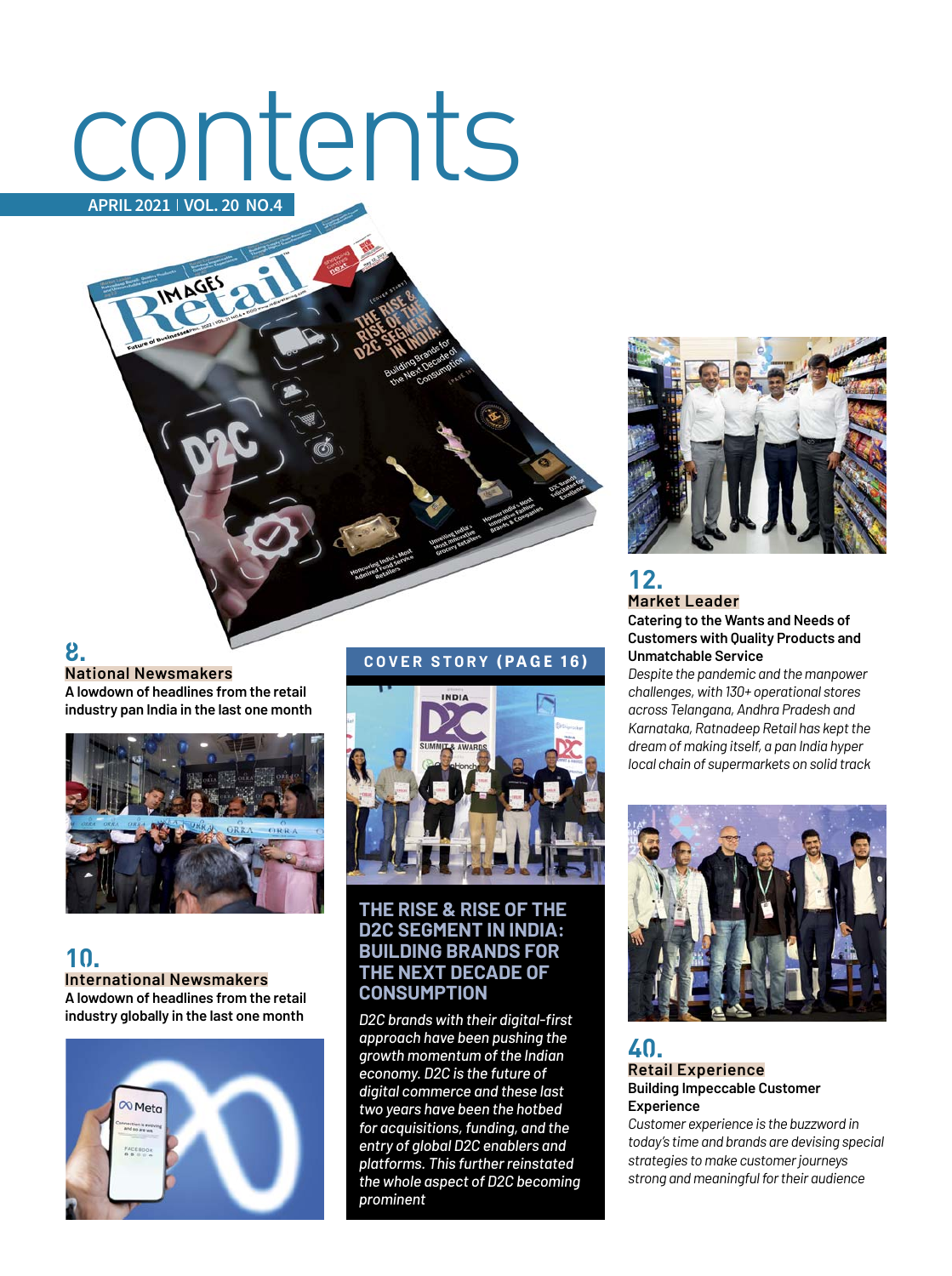# contents

APRIL 2021 | VOL. 20 NO.4

## 8.
### National Newsmakers
**A lowdown of headlines from the retail industry pan India in the last one month**

## 10.
### International Newsmakers
**A lowdown of headlines from the retail industry globally in the last one month**

## COVER STORY (PAGE 16)

### THE RISE & RISE OF THE D2C SEGMENT IN INDIA: BUILDING BRANDS FOR THE NEXT DECADE OF CONSUMPTION

*D2C brands with their digital-first approach have been pushing the growth momentum of the Indian economy. D2C is the future of digital commerce and these last two years have been the hotbed for acquisitions, funding, and the entry of global D2C enablers and platforms. This further reinstated the whole aspect of D2C becoming prominent*

## 12.
### Market Leader
**Catering to the Wants and Needs of Customers with Quality Products and Unmatchable Service**

*Despite the pandemic and the manpower challenges, with 130+ operational stores across Telangana, Andhra Pradesh and Karnataka, Ratnadeep Retail has kept the dream of making itself, a pan India hyper local chain of supermarkets on solid track*

## 40.
### Retail Experience
**Building Impeccable Customer Experience**

*Customer experience is the buzzword in today's time and brands are devising special strategies to make customer journeys strong and meaningful for their audience*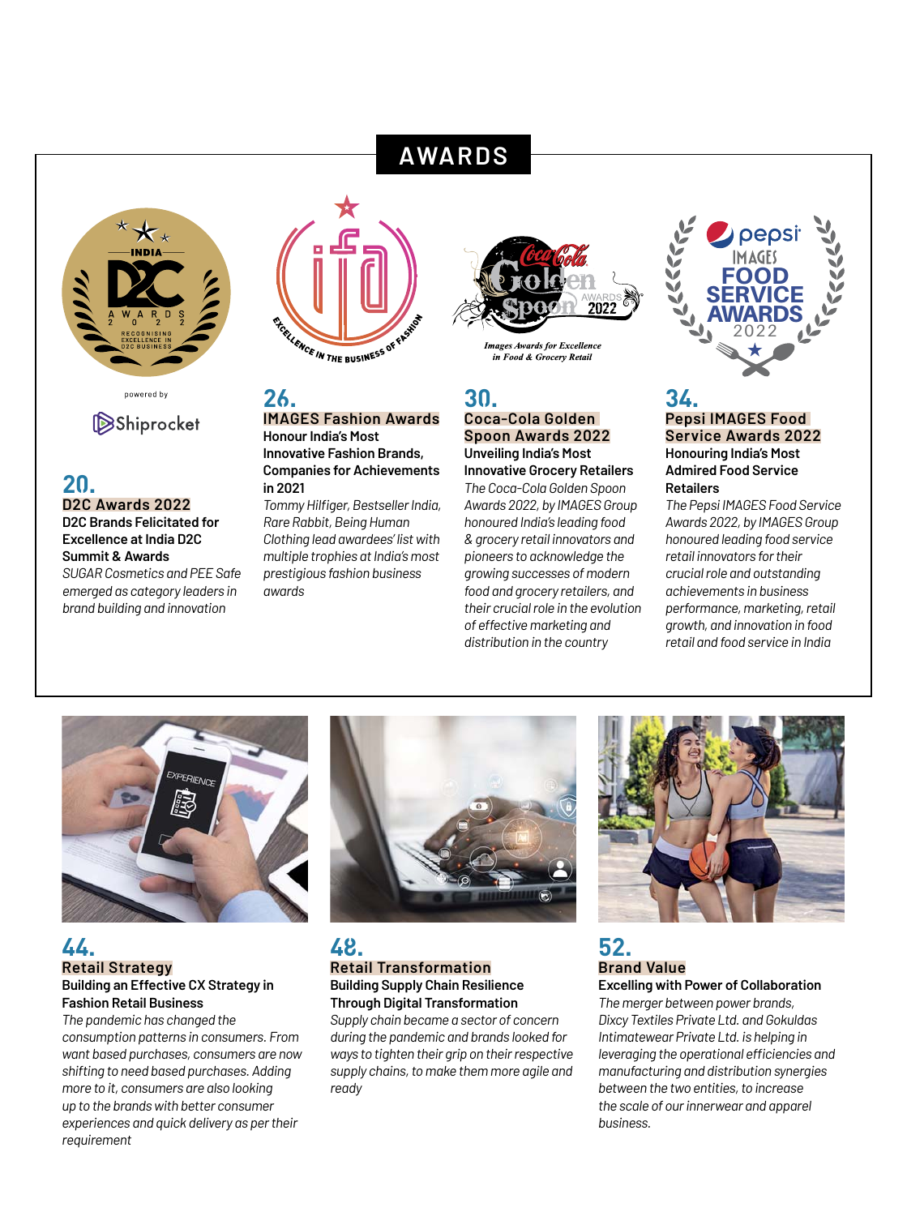# AWARDS

powered by

Shiprocket

## 20.

**D2C Awards 2022**

**D2C Brands Felicitated for Excellence at India D2C Summit & Awards**

*SUGAR Cosmetics and PEE Safe emerged as category leaders in brand building and innovation*

## 26.

**IMAGES Fashion Awards**

**Honour India's Most Innovative Fashion Brands, Companies for Achievements in 2021**

*Tommy Hilfiger, Bestseller India, Rare Rabbit, Being Human Clothing lead awardees' list with multiple trophies at India's most prestigious fashion business awards*

## 30.

**Coca-Cola Golden Spoon Awards 2022**

**Unveiling India's Most Innovative Grocery Retailers**

*The Coca-Cola Golden Spoon Awards 2022, by IMAGES Group honoured India's leading food & grocery retail innovators and pioneers to acknowledge the growing successes of modern food and grocery retailers, and their crucial role in the evolution of effective marketing and distribution in the country*

## 34.

**Pepsi IMAGES Food Service Awards 2022**

**Honouring India's Most Admired Food Service Retailers**

*The Pepsi IMAGES Food Service Awards 2022, by IMAGES Group honoured leading food service retail innovators for their crucial role and outstanding achievements in business performance, marketing, retail growth, and innovation in food retail and food service in India*

## 44.

**Retail Strategy**

**Building an Effective CX Strategy in Fashion Retail Business**

*The pandemic has changed the consumption patterns in consumers. From want based purchases, consumers are now shifting to need based purchases. Adding more to it, consumers are also looking up to the brands with better consumer experiences and quick delivery as per their requirement*

## 48.

**Retail Transformation**

**Building Supply Chain Resilience Through Digital Transformation**

*Supply chain became a sector of concern during the pandemic and brands looked for ways to tighten their grip on their respective supply chains, to make them more agile and ready*

## 52.

**Brand Value**

**Excelling with Power of Collaboration**

*The merger between power brands, Dixcy Textiles Private Ltd. and Gokuldas Intimatewear Private Ltd. is helping in leveraging the operational efficiencies and manufacturing and distribution synergies between the two entities, to increase the scale of our innerwear and apparel business.*